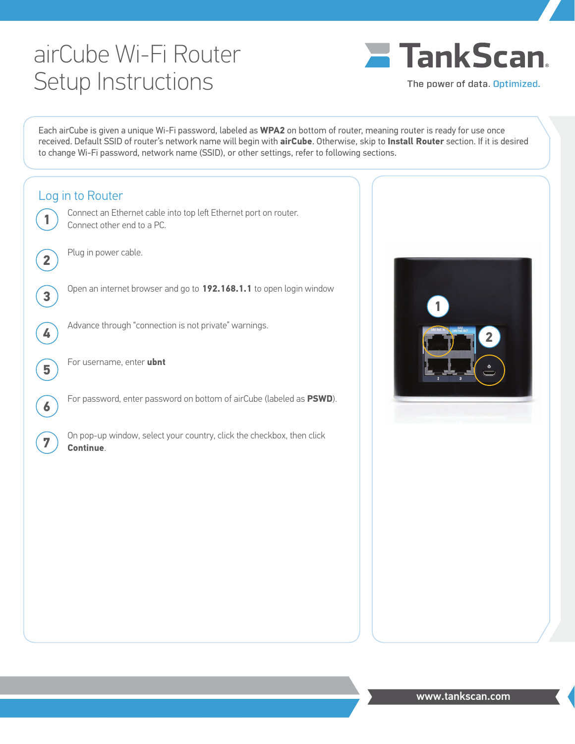# airCube Wi-Fi Router Setup Instructions

**TankScan**

The power of data. Optimized.

Each airCube is given a unique Wi-Fi password, labeled as **WPA2** on bottom of router, meaning router is ready for use once received. Default SSID of router's network name will begin with **airCube**. Otherwise, skip to **Install Router** section. If it is desired to change Wi-Fi password, network name (SSID), or other settings, refer to following sections.

## Log in to Router

1. Connect an Ethernet cable into top left Ethernet port on router. Connect other end to a PC.
2. Plug in power cable.
3. Open an internet browser and go to **192.168.1.1** to open login window
4. Advance through "connection is not private" warnings.
5. For username, enter **ubnt**
6. For password, enter password on bottom of airCube (labeled as **PSWD**).
7. On pop-up window, select your country, click the checkbox, then click **Continue**.

www.tankscan.com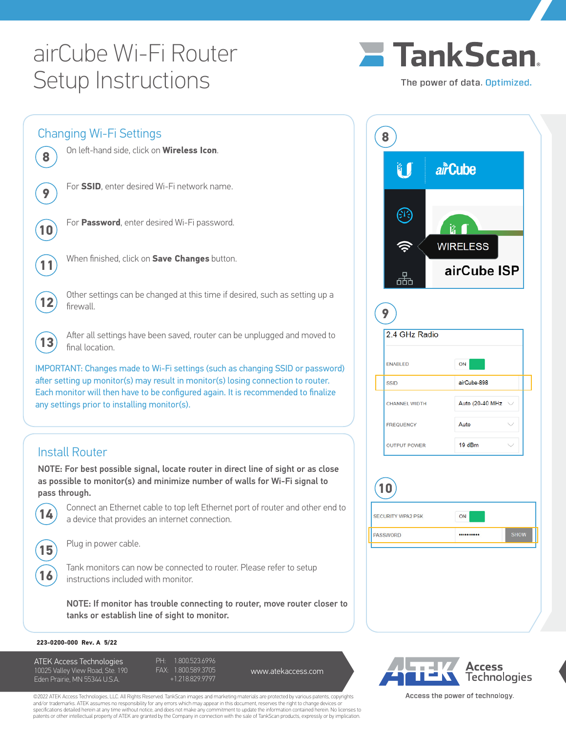# airCube Wi-Fi Router Setup Instructions

TankScan

The power of data. Optimized.

## Changing Wi-Fi Settings

8. On left-hand side, click on **Wireless Icon**.
9. For **SSID**, enter desired Wi-Fi network name.
10. For **Password**, enter desired Wi-Fi password.
11. When finished, click on **Save Changes** button.
12. Other settings can be changed at this time if desired, such as setting up a firewall.
13. After all settings have been saved, router can be unplugged and moved to final location.

IMPORTANT: Changes made to Wi-Fi settings (such as changing SSID or password) after setting up monitor(s) may result in monitor(s) losing connection to router. Each monitor will then have to be configured again. It is recommended to finalize any settings prior to installing monitor(s).

## Install Router

**NOTE: For best possible signal, locate router in direct line of sight or as close as possible to monitor(s) and minimize number of walls for Wi-Fi signal to pass through.**

14. Connect an Ethernet cable to top left Ethernet port of router and other end to a device that provides an internet connection.
15. Plug in power cable.
16. Tank monitors can now be connected to router. Please refer to setup instructions included with monitor.

**NOTE: If monitor has trouble connecting to router, move router closer to tanks or establish line of sight to monitor.**

8

airCube

WIRELESS

airCube ISP

9

2.4 GHz Radio

| | |
|---|---|
| ENABLED | ON |
| SSID | airCube-898 |
| CHANNEL WIDTH | Auto (20-40 MHz |
| FREQUENCY | Auto |
| OUTPUT POWER | 19 dBm |

10

| | |
|---|---|
| SECURITY WPA2 PSK | ON |
| PASSWORD | •••••••••• SHOW |

223-0200-000 Rev. A 5/22

ATEK Access Technologies
10025 Valley View Road, Ste. 190
Eden Prairie, MN 55344 U.S.A.

PH: 1.800.523.6996
FAX: 1.800.589.3705
+1.218.829.9797

www.atekaccess.com

ATEK Access Technologies

Access the power of technology.

©2022 ATEK Access Technologies, LLC. All Rights Reserved. TankScan images and marketing materials are protected by various patents, copyrights and/or trademarks. ATEK assumes no responsibility for any errors which may appear in this document, reserves the right to change devices or specifications detailed herein at any time without notice, and does not make any commitment to update the information contained herein. No licenses to patents or other intellectual property of ATEK are granted by the Company in connection with the sale of TankScan products, expressly or by implication.